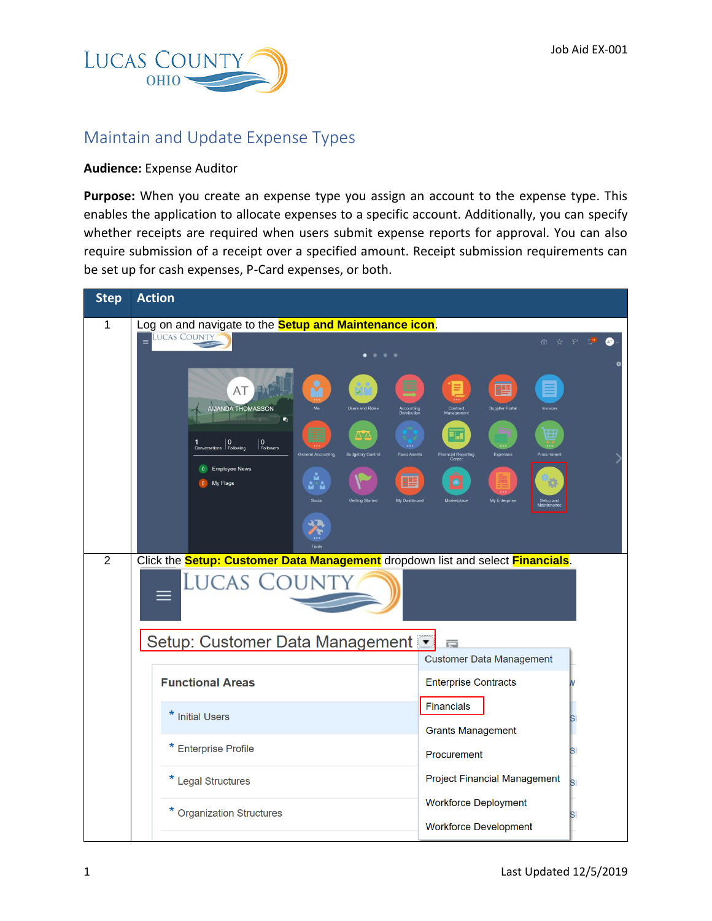Job Aid EX-001

# Maintain and Update Expense Types

**Audience:** Expense Auditor

**Purpose:** When you create an expense type you assign an account to the expense type. This enables the application to allocate expenses to a specific account. Additionally, you can specify whether receipts are required when users submit expense reports for approval. You can also require submission of a receipt over a specified amount. Receipt submission requirements can be set up for cash expenses, P-Card expenses, or both.

| Step | Action |
| --- | --- |
| 1 | Log on and navigate to the **Setup and Maintenance icon**. |
| 2 | Click the **Setup: Customer Data Management** dropdown list and select **Financials**. |

Last Updated 12/5/2019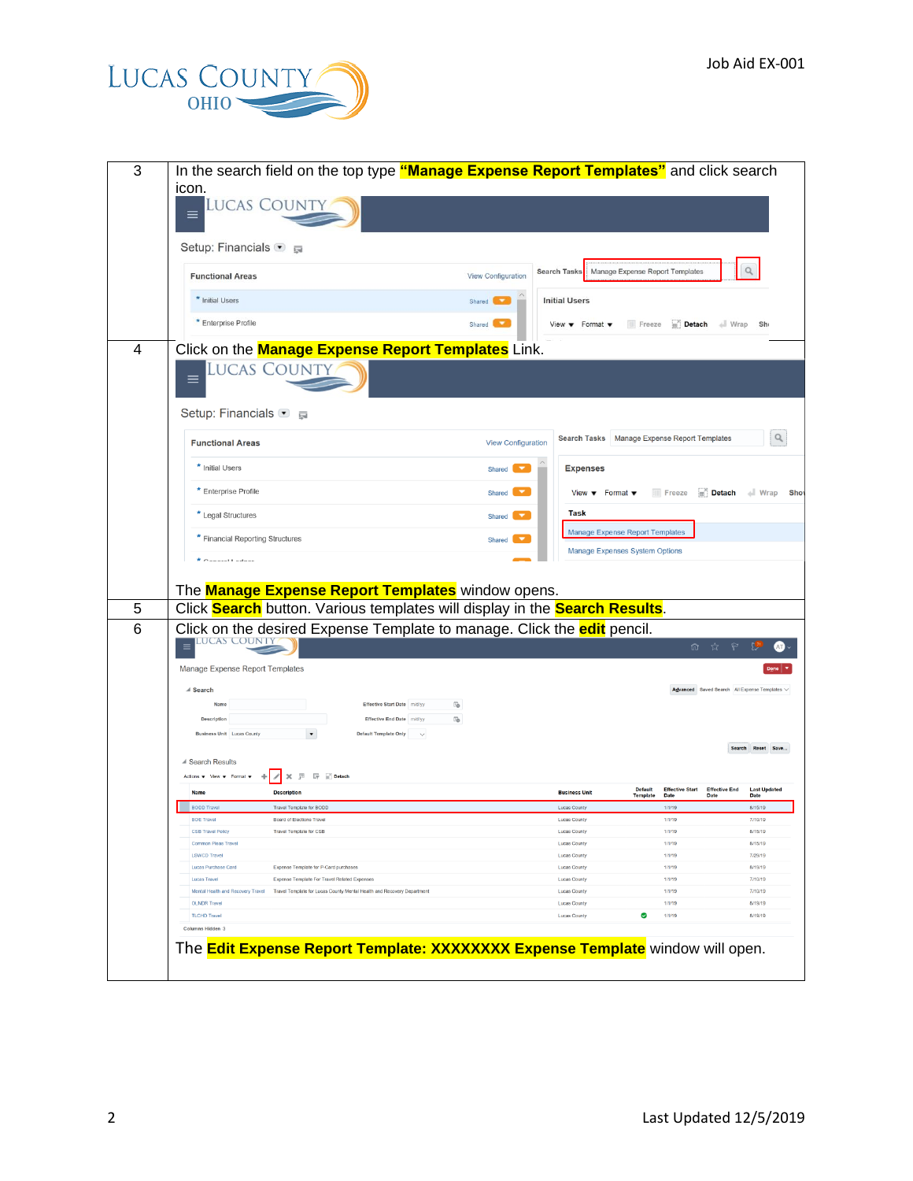| | |
|---|---|
| 3 | In the search field on the top type **"Manage Expense Report Templates"** and click search icon. |
| 4 | Click on the **Manage Expense Report Templates** Link.<br><br>The **Manage Expense Report Templates** window opens. |
| 5 | Click **Search** button. Various templates will display in the **Search Results**. |
| 6 | Click on the desired Expense Template to manage. Click the **edit** pencil.<br><br>The **Edit Expense Report Template: XXXXXXXX Expense Template** window will open. |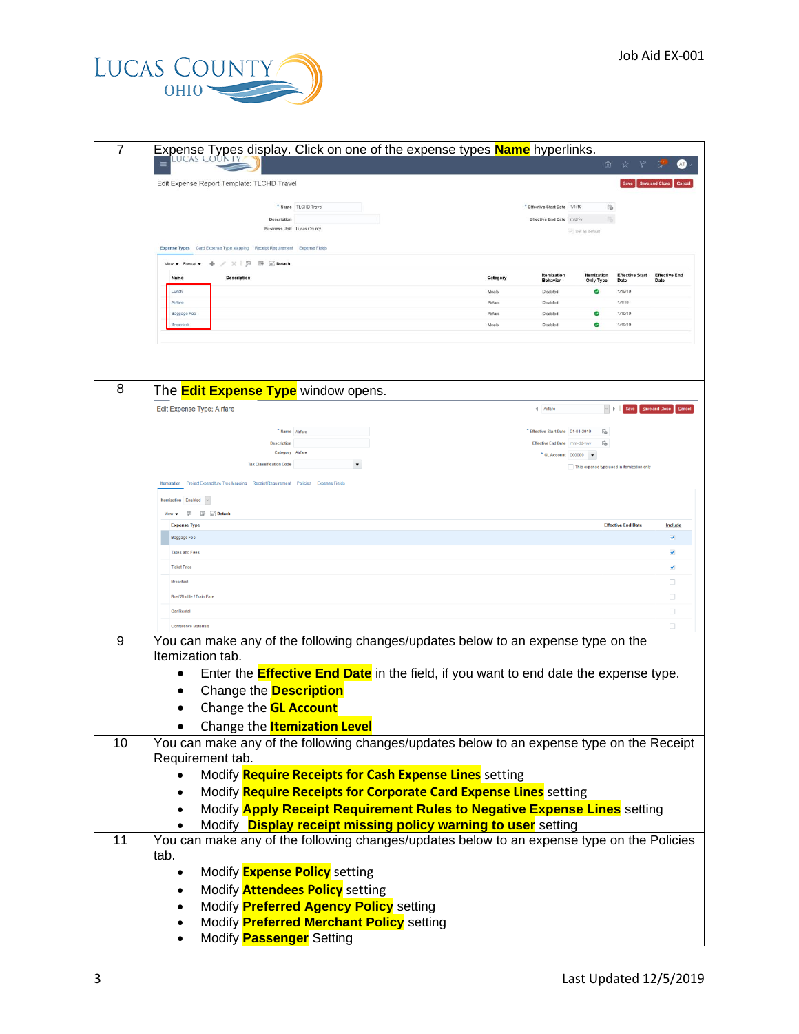| Step | Action |
|---|---|
| 7 | Expense Types display. Click on one of the expense types **Name** hyperlinks. |
| 8 | The **Edit Expense Type** window opens. |
| 9 | You can make any of the following changes/updates below to an expense type on the Itemization tab.<br>• Enter the **Effective End Date** in the field, if you want to end date the expense type.<br>• Change the **Description**<br>• Change the **GL Account**<br>• Change the **Itemization Level** |
| 10 | You can make any of the following changes/updates below to an expense type on the Receipt Requirement tab.<br>• Modify **Require Receipts for Cash Expense Lines** setting<br>• Modify **Require Receipts for Corporate Card Expense Lines** setting<br>• Modify **Apply Receipt Requirement Rules to Negative Expense Lines** setting<br>• Modify **Display receipt missing policy warning to user** setting |
| 11 | You can make any of the following changes/updates below to an expense type on the Policies tab.<br>• Modify **Expense Policy** setting<br>• Modify **Attendees Policy** setting<br>• Modify **Preferred Agency Policy** setting<br>• Modify **Preferred Merchant Policy** setting<br>• Modify **Passenger** Setting |

Last Updated 12/5/2019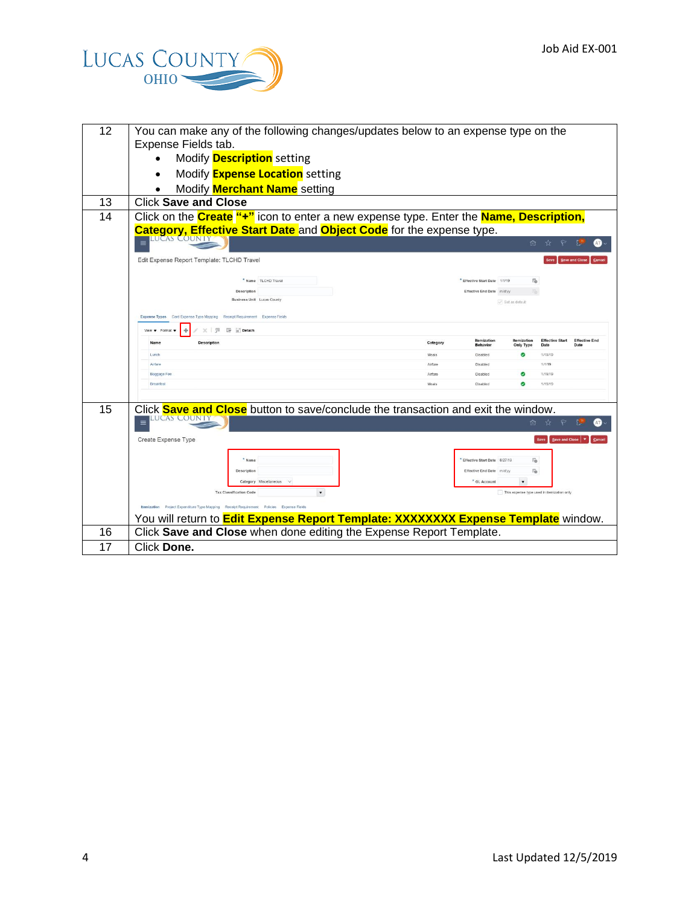| | |
|---|---|
| 12 | You can make any of the following changes/updates below to an expense type on the Expense Fields tab.<br>• Modify **Description** setting<br>• Modify **Expense Location** setting<br>• Modify **Merchant Name** setting |
| 13 | Click **Save and Close** |
| 14 | Click on the **Create "+"** icon to enter a new expense type. Enter the **Name, Description, Category, Effective Start Date** and **Object Code** for the expense type. |
| 15 | Click **Save and Close** button to save/conclude the transaction and exit the window.<br>You will return to **Edit Expense Report Template: XXXXXXXX Expense Template** window. |
| 16 | Click **Save and Close** when done editing the Expense Report Template. |
| 17 | Click **Done.** |